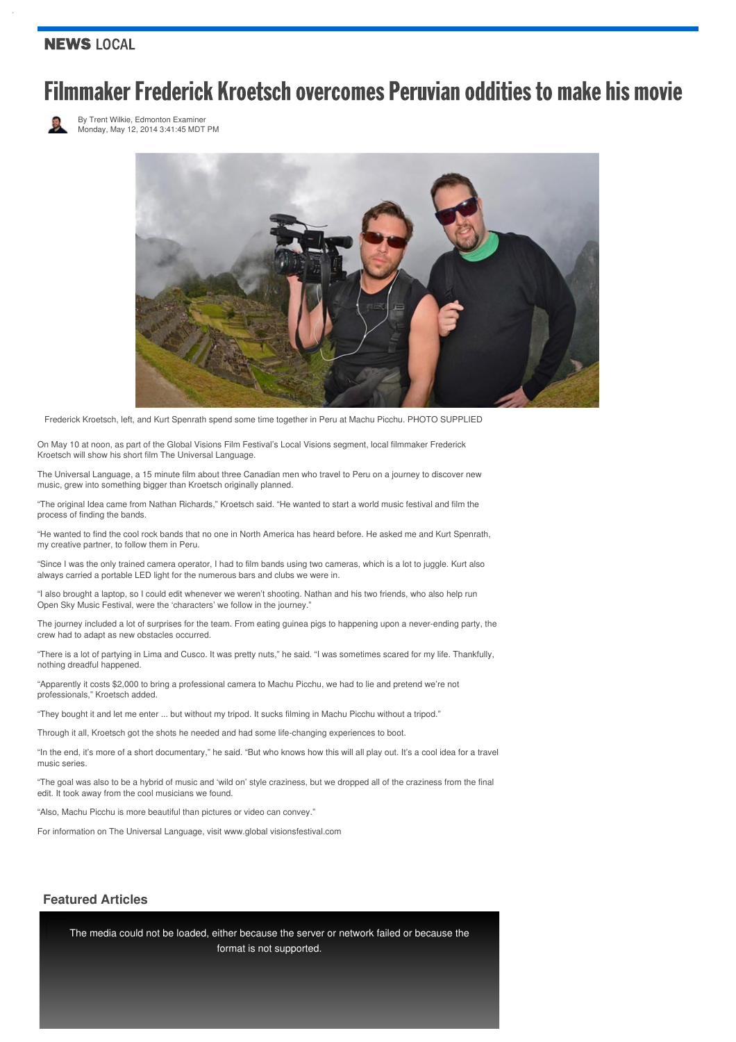**NEWS** LOCAL

# Filmmaker Frederick Kroetsch overcomes Peruvian oddities to make his movie

By Trent Wilkie, Edmonton Examiner
Monday, May 12, 2014 3:41:45 MDT PM

Frederick Kroetsch, left, and Kurt Spenrath spend some time together in Peru at Machu Picchu. PHOTO SUPPLIED

On May 10 at noon, as part of the Global Visions Film Festival's Local Visions segment, local filmmaker Frederick Kroetsch will show his short film The Universal Language.

The Universal Language, a 15 minute film about three Canadian men who travel to Peru on a journey to discover new music, grew into something bigger than Kroetsch originally planned.

"The original Idea came from Nathan Richards," Kroetsch said. "He wanted to start a world music festival and film the process of finding the bands.

"He wanted to find the cool rock bands that no one in North America has heard before. He asked me and Kurt Spenrath, my creative partner, to follow them in Peru.

"Since I was the only trained camera operator, I had to film bands using two cameras, which is a lot to juggle. Kurt also always carried a portable LED light for the numerous bars and clubs we were in.

"I also brought a laptop, so I could edit whenever we weren't shooting. Nathan and his two friends, who also help run Open Sky Music Festival, were the 'characters' we follow in the journey."

The journey included a lot of surprises for the team. From eating guinea pigs to happening upon a never-ending party, the crew had to adapt as new obstacles occurred.

"There is a lot of partying in Lima and Cusco. It was pretty nuts," he said. "I was sometimes scared for my life. Thankfully, nothing dreadful happened.

"Apparently it costs $2,000 to bring a professional camera to Machu Picchu, we had to lie and pretend we're not professionals," Kroetsch added.

"They bought it and let me enter ... but without my tripod. It sucks filming in Machu Picchu without a tripod."

Through it all, Kroetsch got the shots he needed and had some life-changing experiences to boot.

"In the end, it's more of a short documentary," he said. "But who knows how this will all play out. It's a cool idea for a travel music series.

"The goal was also to be a hybrid of music and 'wild on' style craziness, but we dropped all of the craziness from the final edit. It took away from the cool musicians we found.

"Also, Machu Picchu is more beautiful than pictures or video can convey."

For information on The Universal Language, visit www.global visionsfestival.com

### Featured Articles

The media could not be loaded, either because the server or network failed or because the format is not supported.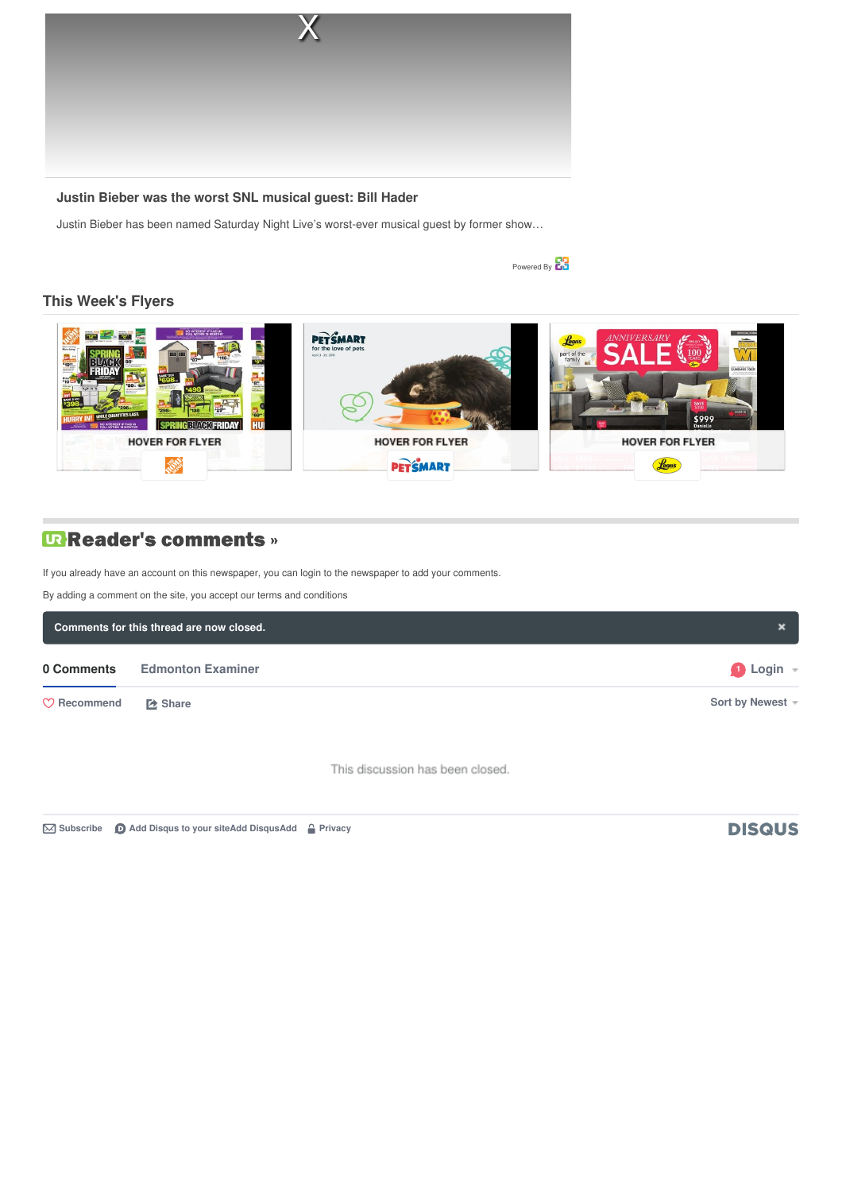X

**Justin Bieber was the worst SNL musical guest: Bill Hader**

Justin Bieber has been named Saturday Night Live's worst-ever musical guest by former show…

Powered By

## This Week's Flyers

HOVER FOR FLYER

HOVER FOR FLYER

HOVER FOR FLYER

## Reader's comments »

If you already have an account on this newspaper, you can login to the newspaper to add your comments.

By adding a comment on the site, you accept our terms and conditions

**Comments for this thread are now closed.**

0 Comments   Edmonton Examiner   Login

Recommend   Share   Sort by Newest

This discussion has been closed.

Subscribe   Add Disqus to your siteAdd DisqusAdd   Privacy

DISQUS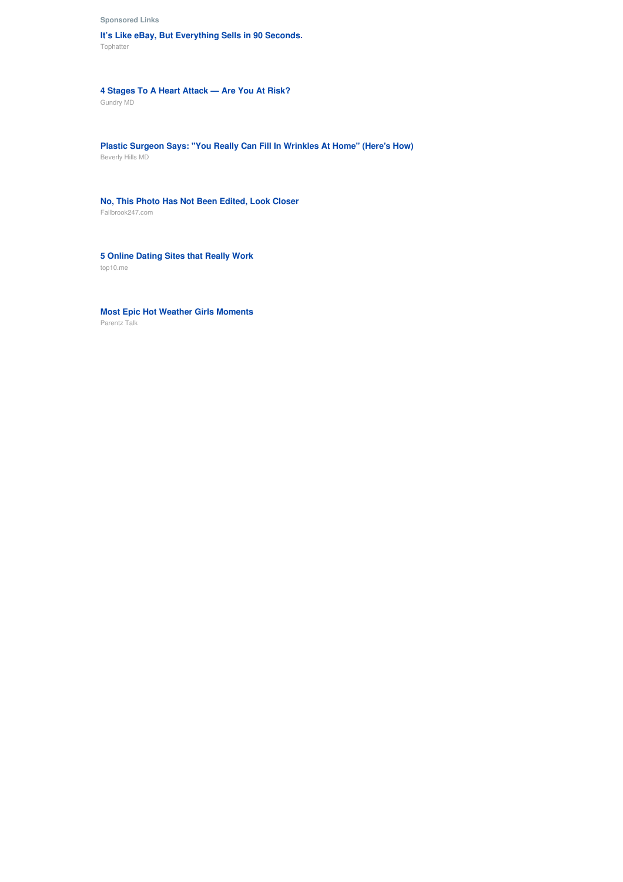Sponsored Links

**It's Like eBay, But Everything Sells in 90 Seconds.**
Tophatter

**4 Stages To A Heart Attack — Are You At Risk?**
Gundry MD

**Plastic Surgeon Says: "You Really Can Fill In Wrinkles At Home" (Here's How)**
Beverly Hills MD

**No, This Photo Has Not Been Edited, Look Closer**
Fallbrook247.com

**5 Online Dating Sites that Really Work**
top10.me

**Most Epic Hot Weather Girls Moments**
Parentz Talk